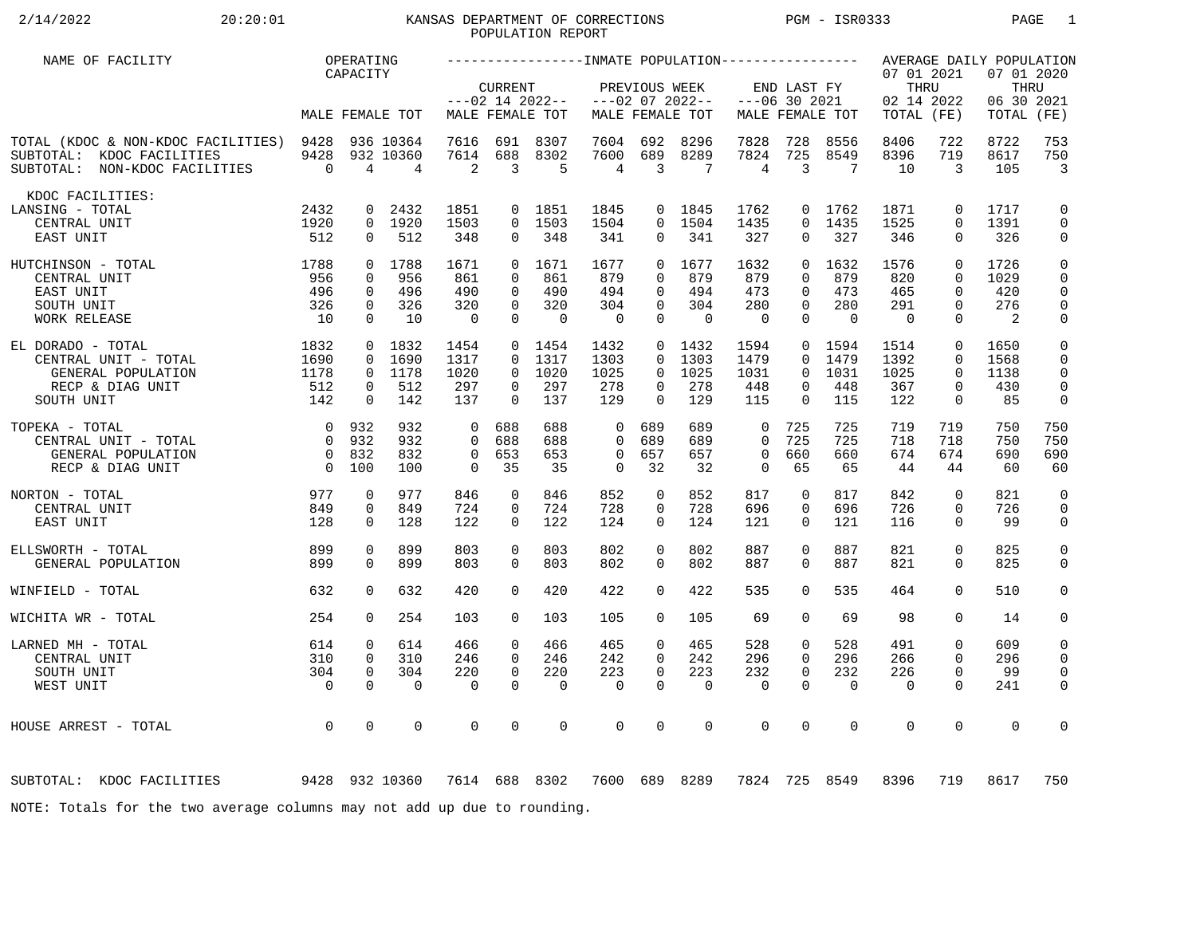KANSAS DEPARTMENT OF CORRECTIONS
POPULATION REPORT

2/14/2022 20:20:01 PGM - ISR0333

| NAME OF FACILITY | OPERATING CAPACITY | | | INMATE POPULATION | | | | | | | | | AVERAGE DAILY POPULATION | | | |
|---|---|---|---|---|---|---|---|---|---|---|---|---|---|---|---|---|
| | | | | CURRENT ---02 14 2022-- | | | PREVIOUS WEEK ---02 07 2022-- | | | END LAST FY ---06 30 2021 | | | 07 01 2021 THRU 02 14 2022 | | 07 01 2020 THRU 06 30 2021 | |
| | MALE | FEMALE | TOT | MALE | FEMALE | TOT | MALE | FEMALE | TOT | MALE | FEMALE | TOT | TOTAL | (FE) | TOTAL | (FE) |
| TOTAL (KDOC & NON-KDOC FACILITIES) | 9428 | 936 | 10364 | 7616 | 691 | 8307 | 7604 | 692 | 8296 | 7828 | 728 | 8556 | 8406 | 722 | 8722 | 753 |
| SUBTOTAL: KDOC FACILITIES | 9428 | 932 | 10360 | 7614 | 688 | 8302 | 7600 | 689 | 8289 | 7824 | 725 | 8549 | 8396 | 719 | 8617 | 750 |
| SUBTOTAL: NON-KDOC FACILITIES | 0 | 4 | 4 | 2 | 3 | 5 | 4 | 3 | 7 | 4 | 3 | 7 | 10 | 3 | 105 | 3 |
| KDOC FACILITIES: | | | | | | | | | | | | | | | | |
| LANSING - TOTAL | 2432 | 0 | 2432 | 1851 | 0 | 1851 | 1845 | 0 | 1845 | 1762 | 0 | 1762 | 1871 | 0 | 1717 | 0 |
| CENTRAL UNIT | 1920 | 0 | 1920 | 1503 | 0 | 1503 | 1504 | 0 | 1504 | 1435 | 0 | 1435 | 1525 | 0 | 1391 | 0 |
| EAST UNIT | 512 | 0 | 512 | 348 | 0 | 348 | 341 | 0 | 341 | 327 | 0 | 327 | 346 | 0 | 326 | 0 |
| HUTCHINSON - TOTAL | 1788 | 0 | 1788 | 1671 | 0 | 1671 | 1677 | 0 | 1677 | 1632 | 0 | 1632 | 1576 | 0 | 1726 | 0 |
| CENTRAL UNIT | 956 | 0 | 956 | 861 | 0 | 861 | 879 | 0 | 879 | 879 | 0 | 879 | 820 | 0 | 1029 | 0 |
| EAST UNIT | 496 | 0 | 496 | 490 | 0 | 490 | 494 | 0 | 494 | 473 | 0 | 473 | 465 | 0 | 420 | 0 |
| SOUTH UNIT | 326 | 0 | 326 | 320 | 0 | 320 | 304 | 0 | 304 | 280 | 0 | 280 | 291 | 0 | 276 | 0 |
| WORK RELEASE | 10 | 0 | 10 | 0 | 0 | 0 | 0 | 0 | 0 | 0 | 0 | 0 | 0 | 0 | 2 | 0 |
| EL DORADO - TOTAL | 1832 | 0 | 1832 | 1454 | 0 | 1454 | 1432 | 0 | 1432 | 1594 | 0 | 1594 | 1514 | 0 | 1650 | 0 |
| CENTRAL UNIT - TOTAL | 1690 | 0 | 1690 | 1317 | 0 | 1317 | 1303 | 0 | 1303 | 1479 | 0 | 1479 | 1392 | 0 | 1568 | 0 |
| GENERAL POPULATION | 1178 | 0 | 1178 | 1020 | 0 | 1020 | 1025 | 0 | 1025 | 1031 | 0 | 1031 | 1025 | 0 | 1138 | 0 |
| RECP & DIAG UNIT | 512 | 0 | 512 | 297 | 0 | 297 | 278 | 0 | 278 | 448 | 0 | 448 | 367 | 0 | 430 | 0 |
| SOUTH UNIT | 142 | 0 | 142 | 137 | 0 | 137 | 129 | 0 | 129 | 115 | 0 | 115 | 122 | 0 | 85 | 0 |
| TOPEKA - TOTAL | 0 | 932 | 932 | 0 | 688 | 688 | 0 | 689 | 689 | 0 | 725 | 725 | 719 | 719 | 750 | 750 |
| CENTRAL UNIT - TOTAL | 0 | 932 | 932 | 0 | 688 | 688 | 0 | 689 | 689 | 0 | 725 | 725 | 718 | 718 | 750 | 750 |
| GENERAL POPULATION | 0 | 832 | 832 | 0 | 653 | 653 | 0 | 657 | 657 | 0 | 660 | 660 | 674 | 674 | 690 | 690 |
| RECP & DIAG UNIT | 0 | 100 | 100 | 0 | 35 | 35 | 0 | 32 | 32 | 0 | 65 | 65 | 44 | 44 | 60 | 60 |
| NORTON - TOTAL | 977 | 0 | 977 | 846 | 0 | 846 | 852 | 0 | 852 | 817 | 0 | 817 | 842 | 0 | 821 | 0 |
| CENTRAL UNIT | 849 | 0 | 849 | 724 | 0 | 724 | 728 | 0 | 728 | 696 | 0 | 696 | 726 | 0 | 726 | 0 |
| EAST UNIT | 128 | 0 | 128 | 122 | 0 | 122 | 124 | 0 | 124 | 121 | 0 | 121 | 116 | 0 | 99 | 0 |
| ELLSWORTH - TOTAL | 899 | 0 | 899 | 803 | 0 | 803 | 802 | 0 | 802 | 887 | 0 | 887 | 821 | 0 | 825 | 0 |
| GENERAL POPULATION | 899 | 0 | 899 | 803 | 0 | 803 | 802 | 0 | 802 | 887 | 0 | 887 | 821 | 0 | 825 | 0 |
| WINFIELD - TOTAL | 632 | 0 | 632 | 420 | 0 | 420 | 422 | 0 | 422 | 535 | 0 | 535 | 464 | 0 | 510 | 0 |
| WICHITA WR - TOTAL | 254 | 0 | 254 | 103 | 0 | 103 | 105 | 0 | 105 | 69 | 0 | 69 | 98 | 0 | 14 | 0 |
| LARNED MH - TOTAL | 614 | 0 | 614 | 466 | 0 | 466 | 465 | 0 | 465 | 528 | 0 | 528 | 491 | 0 | 609 | 0 |
| CENTRAL UNIT | 310 | 0 | 310 | 246 | 0 | 246 | 242 | 0 | 242 | 296 | 0 | 296 | 266 | 0 | 296 | 0 |
| SOUTH UNIT | 304 | 0 | 304 | 220 | 0 | 220 | 223 | 0 | 223 | 232 | 0 | 232 | 226 | 0 | 99 | 0 |
| WEST UNIT | 0 | 0 | 0 | 0 | 0 | 0 | 0 | 0 | 0 | 0 | 0 | 0 | 0 | 0 | 241 | 0 |
| HOUSE ARREST - TOTAL | 0 | 0 | 0 | 0 | 0 | 0 | 0 | 0 | 0 | 0 | 0 | 0 | 0 | 0 | 0 | 0 |
| SUBTOTAL: KDOC FACILITIES | 9428 | 932 | 10360 | 7614 | 688 | 8302 | 7600 | 689 | 8289 | 7824 | 725 | 8549 | 8396 | 719 | 8617 | 750 |

NOTE: Totals for the two average columns may not add up due to rounding.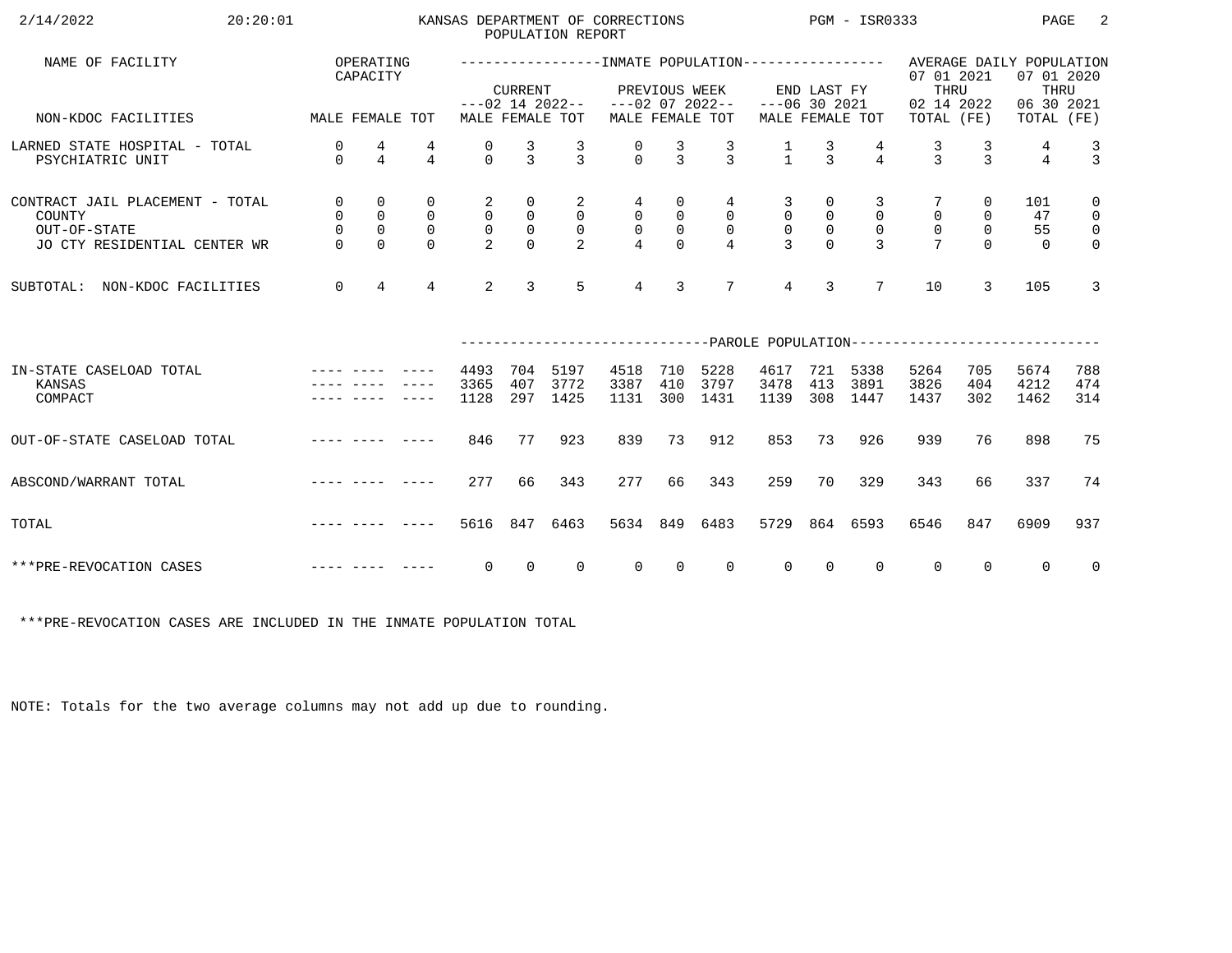KANSAS DEPARTMENT OF CORRECTIONS
POPULATION REPORT

| NAME OF FACILITY | OPERATING CAPACITY | | | INMATE POPULATION | | | | | | | | | AVERAGE DAILY POPULATION | | | |
|---|---|---|---|---|---|---|---|---|---|---|---|---|---|---|---|---|
| | | | | CURRENT ---02 14 2022-- | | | PREVIOUS WEEK ---02 07 2022-- | | | END LAST FY ---06 30 2021 | | | 07 01 2021 THRU 02 14 2022 | | 07 01 2020 THRU 06 30 2021 | |
| NON-KDOC FACILITIES | MALE | FEMALE | TOT | MALE | FEMALE | TOT | MALE | FEMALE | TOT | MALE | FEMALE | TOT | TOTAL | (FE) | TOTAL | (FE) |
| LARNED STATE HOSPITAL - TOTAL | 0 | 4 | 4 | 0 | 3 | 3 | 0 | 3 | 3 | 1 | 3 | 4 | 3 | 3 | 4 | 3 |
| PSYCHIATRIC UNIT | 0 | 4 | 4 | 0 | 3 | 3 | 0 | 3 | 3 | 1 | 3 | 4 | 3 | 3 | 4 | 3 |
| CONTRACT JAIL PLACEMENT - TOTAL | 0 | 0 | 0 | 2 | 0 | 2 | 4 | 0 | 4 | 3 | 0 | 3 | 7 | 0 | 101 | 0 |
| COUNTY | 0 | 0 | 0 | 0 | 0 | 0 | 0 | 0 | 0 | 0 | 0 | 0 | 0 | 0 | 47 | 0 |
| OUT-OF-STATE | 0 | 0 | 0 | 0 | 0 | 0 | 0 | 0 | 0 | 0 | 0 | 0 | 0 | 0 | 55 | 0 |
| JO CTY RESIDENTIAL CENTER WR | 0 | 0 | 0 | 2 | 0 | 2 | 4 | 0 | 4 | 3 | 0 | 3 | 7 | 0 | 0 | 0 |
| SUBTOTAL: NON-KDOC FACILITIES | 0 | 4 | 4 | 2 | 3 | 5 | 4 | 3 | 7 | 4 | 3 | 7 | 10 | 3 | 105 | 3 |
| | | | | PAROLE POPULATION | | | | | | | | | | | | |
| IN-STATE CASELOAD TOTAL | ---- | ---- | ---- | 4493 | 704 | 5197 | 4518 | 710 | 5228 | 4617 | 721 | 5338 | 5264 | 705 | 5674 | 788 |
| KANSAS | ---- | ---- | ---- | 3365 | 407 | 3772 | 3387 | 410 | 3797 | 3478 | 413 | 3891 | 3826 | 404 | 4212 | 474 |
| COMPACT | ---- | ---- | ---- | 1128 | 297 | 1425 | 1131 | 300 | 1431 | 1139 | 308 | 1447 | 1437 | 302 | 1462 | 314 |
| OUT-OF-STATE CASELOAD TOTAL | ---- | ---- | ---- | 846 | 77 | 923 | 839 | 73 | 912 | 853 | 73 | 926 | 939 | 76 | 898 | 75 |
| ABSCOND/WARRANT TOTAL | ---- | ---- | ---- | 277 | 66 | 343 | 277 | 66 | 343 | 259 | 70 | 329 | 343 | 66 | 337 | 74 |
| TOTAL | ---- | ---- | ---- | 5616 | 847 | 6463 | 5634 | 849 | 6483 | 5729 | 864 | 6593 | 6546 | 847 | 6909 | 937 |
| ***PRE-REVOCATION CASES | ---- | ---- | ---- | 0 | 0 | 0 | 0 | 0 | 0 | 0 | 0 | 0 | 0 | 0 | 0 | 0 |

***PRE-REVOCATION CASES ARE INCLUDED IN THE INMATE POPULATION TOTAL

NOTE: Totals for the two average columns may not add up due to rounding.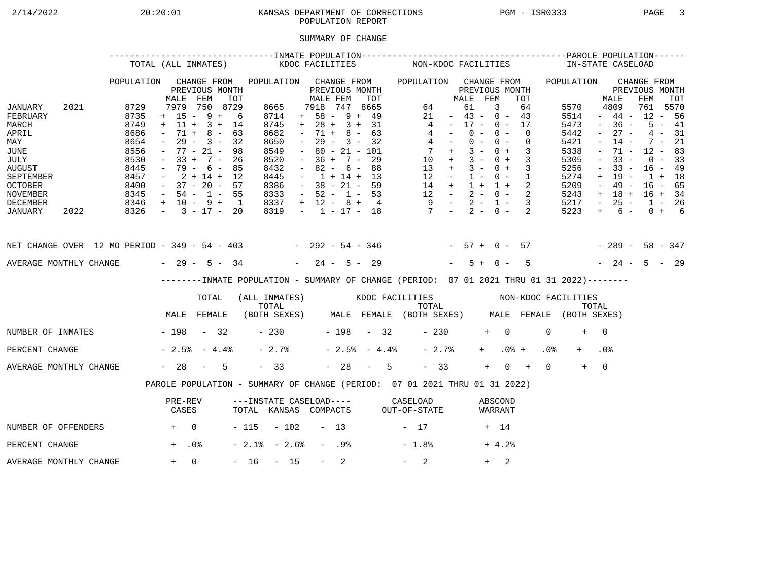KANSAS DEPARTMENT OF CORRECTIONS
POPULATION REPORT

SUMMARY OF CHANGE

| | INMATE POPULATION - TOTAL (ALL INMATES) | | | | KDOC FACILITIES | | | | NON-KDOC FACILITIES | | | | PAROLE POPULATION - IN-STATE CASELOAD | | | |
|---|---|---|---|---|---|---|---|---|---|---|---|---|---|---|---|---|
| | POPULATION | CHANGE FROM PREVIOUS MONTH | | | POPULATION | CHANGE FROM PREVIOUS MONTH | | | POPULATION | CHANGE FROM PREVIOUS MONTH | | | POPULATION | CHANGE FROM PREVIOUS MONTH | | |
| | | MALE | FEM | TOT | | MALE | FEM | TOT | | MALE | FEM | TOT | | MALE | FEM | TOT |
| JANUARY 2021 | 8729 | 7979 | 750 | 8729 | 8665 | 7918 | 747 | 8665 | 64 | 61 | 3 | 64 | 5570 | 4809 | 761 | 5570 |
| FEBRUARY | 8735 | + 15 | - 9 | + 6 | 8714 | + 58 | - 9 | + 49 | 21 | - 43 | - 0 | - 43 | 5514 | - 44 | - 12 | - 56 |
| MARCH | 8749 | + 11 | + 3 | + 14 | 8745 | + 28 | + 3 | + 31 | 4 | - 17 | - 0 | - 17 | 5473 | - 36 | - 5 | - 41 |
| APRIL | 8686 | - 71 | + 8 | - 63 | 8682 | - 71 | + 8 | - 63 | 4 | - 0 | - 0 | - 0 | 5442 | - 27 | - 4 | - 31 |
| MAY | 8654 | - 29 | - 3 | - 32 | 8650 | - 29 | - 3 | - 32 | 4 | - 0 | - 0 | - 0 | 5421 | - 14 | - 7 | - 21 |
| JUNE | 8556 | - 77 | - 21 | - 98 | 8549 | - 80 | - 21 | - 101 | 7 | + 3 | - 0 | + 3 | 5338 | - 71 | - 12 | - 83 |
| JULY | 8530 | - 33 | + 7 | - 26 | 8520 | - 36 | + 7 | - 29 | 10 | + 3 | - 0 | + 3 | 5305 | - 33 | - 0 | - 33 |
| AUGUST | 8445 | - 79 | - 6 | - 85 | 8432 | - 82 | - 6 | - 88 | 13 | + 3 | - 0 | + 3 | 5256 | - 33 | - 16 | - 49 |
| SEPTEMBER | 8457 | - 2 | + 14 | + 12 | 8445 | - 1 | + 14 | + 13 | 12 | - 1 | - 0 | - 1 | 5274 | + 19 | - 1 | + 18 |
| OCTOBER | 8400 | - 37 | - 20 | - 57 | 8386 | - 38 | - 21 | - 59 | 14 | + 1 | + 1 | + 2 | 5209 | - 49 | - 16 | - 65 |
| NOVEMBER | 8345 | - 54 | - 1 | - 55 | 8333 | - 52 | - 1 | - 53 | 12 | - 2 | - 0 | - 2 | 5243 | + 18 | + 16 | + 34 |
| DECEMBER | 8346 | + 10 | - 9 | + 1 | 8337 | + 12 | - 8 | + 4 | 9 | - 2 | - 1 | - 3 | 5217 | - 25 | - 1 | - 26 |
| JANUARY 2022 | 8326 | - 3 | - 17 | - 20 | 8319 | - 1 | - 17 | - 18 | 7 | - 2 | - 0 | - 2 | 5223 | + 6 | - 0 | + 6 |
| NET CHANGE OVER 12 MO PERIOD | | - 349 | - 54 | - 403 | | - 292 | - 54 | - 346 | | - 57 | + 0 | - 57 | | - 289 | - 58 | - 347 |
| AVERAGE MONTHLY CHANGE | | - 29 | - 5 | - 34 | | - 24 | - 5 | - 29 | | - 5 | + 0 | - 5 | | - 24 | - 5 | - 29 |

--------INMATE POPULATION - SUMMARY OF CHANGE (PERIOD: 07 01 2021 THRU 01 31 2022)--------

| | TOTAL (ALL INMATES) | | | KDOC FACILITIES | | | NON-KDOC FACILITIES | | |
|---|---|---|---|---|---|---|---|---|---|
| | MALE | FEMALE | TOTAL (BOTH SEXES) | MALE | FEMALE | TOTAL (BOTH SEXES) | MALE | FEMALE | TOTAL (BOTH SEXES) |
| NUMBER OF INMATES | - 198 | - 32 | - 230 | - 198 | - 32 | - 230 | + 0 | 0 | + 0 |
| PERCENT CHANGE | - 2.5% | - 4.4% | - 2.7% | - 2.5% | - 4.4% | - 2.7% | + .0% | + .0% | + .0% |
| AVERAGE MONTHLY CHANGE | - 28 | - 5 | - 33 | - 28 | - 5 | - 33 | + 0 | + 0 | + 0 |

PAROLE POPULATION - SUMMARY OF CHANGE (PERIOD: 07 01 2021 THRU 01 31 2022)

| | PRE-REV CASES | ---INSTATE CASELOAD---- TOTAL | KANSAS | COMPACTS | CASELOAD OUT-OF-STATE | ABSCOND WARRANT |
|---|---|---|---|---|---|---|
| NUMBER OF OFFENDERS | + 0 | - 115 | - 102 | - 13 | - 17 | + 14 |
| PERCENT CHANGE | + .0% | - 2.1% | - 2.6% | - .9% | - 1.8% | + 4.2% |
| AVERAGE MONTHLY CHANGE | + 0 | - 16 | - 15 | - 2 | - 2 | + 2 |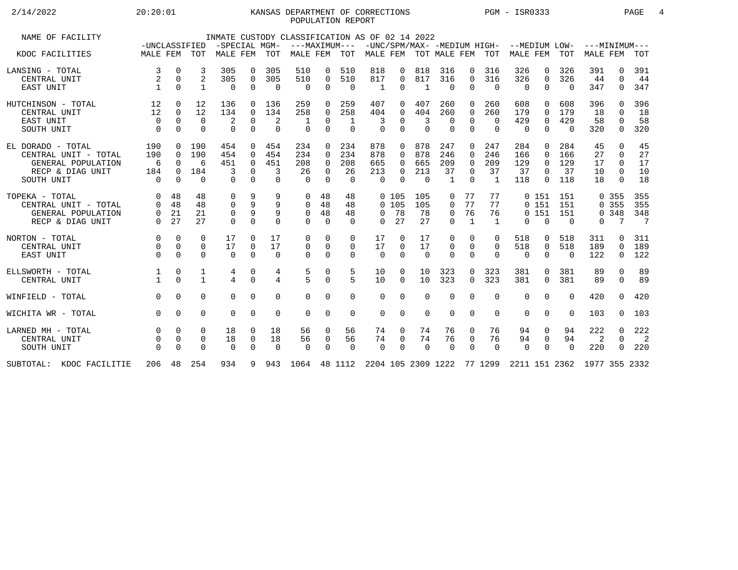# KANSAS DEPARTMENT OF CORRECTIONS
## POPULATION REPORT

PGM - ISR0333

INMATE CUSTODY CLASSIFICATION AS OF 02 14 2022

| NAME OF FACILITY | -UNCLASSIFIED | | | -SPECIAL MGM- | | | ---MAXIMUM--- | | | -UNC/SPM/MAX- | | | -MEDIUM HIGH- | | | --MEDIUM LOW- | | | ---MINIMUM--- | | |
|---|---|---|---|---|---|---|---|---|---|---|---|---|---|---|---|---|---|---|---|---|---|
| KDOC FACILITIES | MALE | FEM | TOT | MALE | FEM | TOT | MALE | FEM | TOT | MALE | FEM | TOT | MALE | FEM | TOT | MALE | FEM | TOT | MALE | FEM | TOT |
| LANSING - TOTAL | 3 | 0 | 3 | 305 | 0 | 305 | 510 | 0 | 510 | 818 | 0 | 818 | 316 | 0 | 316 | 326 | 0 | 326 | 391 | 0 | 391 |
| CENTRAL UNIT | 2 | 0 | 2 | 305 | 0 | 305 | 510 | 0 | 510 | 817 | 0 | 817 | 316 | 0 | 316 | 326 | 0 | 326 | 44 | 0 | 44 |
| EAST UNIT | 1 | 0 | 1 | 0 | 0 | 0 | 0 | 0 | 0 | 1 | 0 | 1 | 0 | 0 | 0 | 0 | 0 | 0 | 347 | 0 | 347 |
| HUTCHINSON - TOTAL | 12 | 0 | 12 | 136 | 0 | 136 | 259 | 0 | 259 | 407 | 0 | 407 | 260 | 0 | 260 | 608 | 0 | 608 | 396 | 0 | 396 |
| CENTRAL UNIT | 12 | 0 | 12 | 134 | 0 | 134 | 258 | 0 | 258 | 404 | 0 | 404 | 260 | 0 | 260 | 179 | 0 | 179 | 18 | 0 | 18 |
| EAST UNIT | 0 | 0 | 0 | 2 | 0 | 2 | 1 | 0 | 1 | 3 | 0 | 3 | 0 | 0 | 0 | 429 | 0 | 429 | 58 | 0 | 58 |
| SOUTH UNIT | 0 | 0 | 0 | 0 | 0 | 0 | 0 | 0 | 0 | 0 | 0 | 0 | 0 | 0 | 0 | 0 | 0 | 0 | 320 | 0 | 320 |
| EL DORADO - TOTAL | 190 | 0 | 190 | 454 | 0 | 454 | 234 | 0 | 234 | 878 | 0 | 878 | 247 | 0 | 247 | 284 | 0 | 284 | 45 | 0 | 45 |
| CENTRAL UNIT - TOTAL | 190 | 0 | 190 | 454 | 0 | 454 | 234 | 0 | 234 | 878 | 0 | 878 | 246 | 0 | 246 | 166 | 0 | 166 | 27 | 0 | 27 |
| GENERAL POPULATION | 6 | 0 | 6 | 451 | 0 | 451 | 208 | 0 | 208 | 665 | 0 | 665 | 209 | 0 | 209 | 129 | 0 | 129 | 17 | 0 | 17 |
| RECP & DIAG UNIT | 184 | 0 | 184 | 3 | 0 | 3 | 26 | 0 | 26 | 213 | 0 | 213 | 37 | 0 | 37 | 37 | 0 | 37 | 10 | 0 | 10 |
| SOUTH UNIT | 0 | 0 | 0 | 0 | 0 | 0 | 0 | 0 | 0 | 0 | 0 | 0 | 1 | 0 | 1 | 118 | 0 | 118 | 18 | 0 | 18 |
| TOPEKA - TOTAL | 0 | 48 | 48 | 0 | 9 | 9 | 0 | 48 | 48 | 0 | 105 | 105 | 0 | 77 | 77 | 0 | 151 | 151 | 0 | 355 | 355 |
| CENTRAL UNIT - TOTAL | 0 | 48 | 48 | 0 | 9 | 9 | 0 | 48 | 48 | 0 | 105 | 105 | 0 | 77 | 77 | 0 | 151 | 151 | 0 | 355 | 355 |
| GENERAL POPULATION | 0 | 21 | 21 | 0 | 9 | 9 | 0 | 48 | 48 | 0 | 78 | 78 | 0 | 76 | 76 | 0 | 151 | 151 | 0 | 348 | 348 |
| RECP & DIAG UNIT | 0 | 27 | 27 | 0 | 0 | 0 | 0 | 0 | 0 | 0 | 27 | 27 | 0 | 1 | 1 | 0 | 0 | 0 | 0 | 7 | 7 |
| NORTON - TOTAL | 0 | 0 | 0 | 17 | 0 | 17 | 0 | 0 | 0 | 17 | 0 | 17 | 0 | 0 | 0 | 518 | 0 | 518 | 311 | 0 | 311 |
| CENTRAL UNIT | 0 | 0 | 0 | 17 | 0 | 17 | 0 | 0 | 0 | 17 | 0 | 17 | 0 | 0 | 0 | 518 | 0 | 518 | 189 | 0 | 189 |
| EAST UNIT | 0 | 0 | 0 | 0 | 0 | 0 | 0 | 0 | 0 | 0 | 0 | 0 | 0 | 0 | 0 | 0 | 0 | 0 | 122 | 0 | 122 |
| ELLSWORTH - TOTAL | 1 | 0 | 1 | 4 | 0 | 4 | 5 | 0 | 5 | 10 | 0 | 10 | 323 | 0 | 323 | 381 | 0 | 381 | 89 | 0 | 89 |
| CENTRAL UNIT | 1 | 0 | 1 | 4 | 0 | 4 | 5 | 0 | 5 | 10 | 0 | 10 | 323 | 0 | 323 | 381 | 0 | 381 | 89 | 0 | 89 |
| WINFIELD - TOTAL | 0 | 0 | 0 | 0 | 0 | 0 | 0 | 0 | 0 | 0 | 0 | 0 | 0 | 0 | 0 | 0 | 0 | 0 | 420 | 0 | 420 |
| WICHITA WR - TOTAL | 0 | 0 | 0 | 0 | 0 | 0 | 0 | 0 | 0 | 0 | 0 | 0 | 0 | 0 | 0 | 0 | 0 | 0 | 103 | 0 | 103 |
| LARNED MH - TOTAL | 0 | 0 | 0 | 18 | 0 | 18 | 56 | 0 | 56 | 74 | 0 | 74 | 76 | 0 | 76 | 94 | 0 | 94 | 222 | 0 | 222 |
| CENTRAL UNIT | 0 | 0 | 0 | 18 | 0 | 18 | 56 | 0 | 56 | 74 | 0 | 74 | 76 | 0 | 76 | 94 | 0 | 94 | 2 | 0 | 2 |
| SOUTH UNIT | 0 | 0 | 0 | 0 | 0 | 0 | 0 | 0 | 0 | 0 | 0 | 0 | 0 | 0 | 0 | 0 | 0 | 0 | 220 | 0 | 220 |
| SUBTOTAL: KDOC FACILITIE | 206 | 48 | 254 | 934 | 9 | 943 | 1064 | 48 | 1112 | 2204 | 105 | 2309 | 1222 | 77 | 1299 | 2211 | 151 | 2362 | 1977 | 355 | 2332 |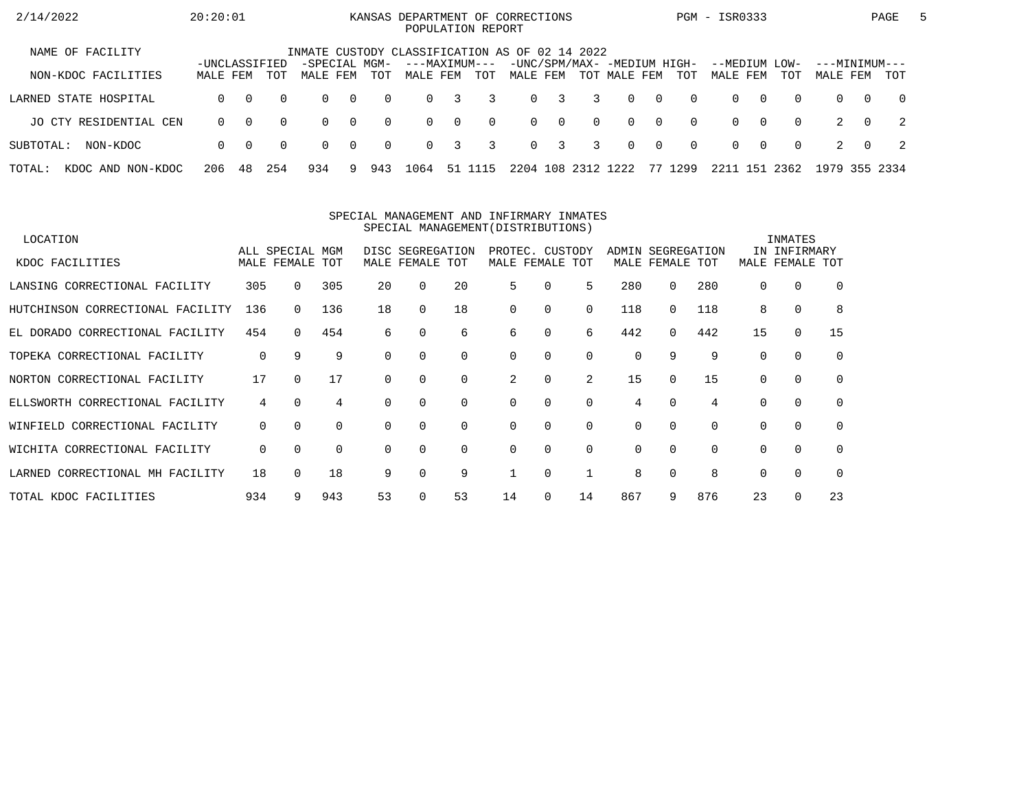# KANSAS DEPARTMENT OF CORRECTIONS
## POPULATION REPORT

2/14/2022 20:20:01 PGM - ISR0333

### INMATE CUSTODY CLASSIFICATION AS OF 02 14 2022

| NAME OF FACILITY / NON-KDOC FACILITIES | -UNCLASSIFIED- MALE | FEM | TOT | -SPECIAL MGM- MALE | FEM | TOT | ---MAXIMUM--- MALE | FEM | TOT | -UNC/SPM/MAX- MALE | FEM | TOT | -MEDIUM HIGH- MALE | FEM | TOT | --MEDIUM LOW- MALE | FEM | TOT | ---MINIMUM--- MALE | FEM | TOT |
|---|---|---|---|---|---|---|---|---|---|---|---|---|---|---|---|---|---|---|---|---|---|
| LARNED STATE HOSPITAL | 0 | 0 | 0 | 0 | 0 | 0 | 0 | 3 | 3 | 0 | 3 | 3 | 0 | 0 | 0 | 0 | 0 | 0 | 0 | 0 | 0 |
| JO CTY RESIDENTIAL CEN | 0 | 0 | 0 | 0 | 0 | 0 | 0 | 0 | 0 | 0 | 0 | 0 | 0 | 0 | 0 | 0 | 0 | 0 | 2 | 0 | 2 |
| SUBTOTAL: NON-KDOC | 0 | 0 | 0 | 0 | 0 | 0 | 0 | 3 | 3 | 0 | 3 | 3 | 0 | 0 | 0 | 0 | 0 | 0 | 2 | 0 | 2 |
| TOTAL: KDOC AND NON-KDOC | 206 | 48 | 254 | 934 | 9 | 943 | 1064 | 51 | 1115 | 2204 | 108 | 2312 | 1222 | 77 | 1299 | 2211 | 151 | 2362 | 1979 | 355 | 2334 |

### SPECIAL MANAGEMENT AND INFIRMARY INMATES
### SPECIAL MANAGEMENT(DISTRIBUTIONS)

| LOCATION / KDOC FACILITIES | ALL SPECIAL MGM MALE | FEMALE | TOT | DISC SEGREGATION MALE | FEMALE | TOT | PROTEC. CUSTODY MALE | FEMALE | TOT | ADMIN SEGREGATION MALE | FEMALE | TOT | INMATES IN INFIRMARY MALE | FEMALE | TOT |
|---|---|---|---|---|---|---|---|---|---|---|---|---|---|---|---|
| LANSING CORRECTIONAL FACILITY | 305 | 0 | 305 | 20 | 0 | 20 | 5 | 0 | 5 | 280 | 0 | 280 | 0 | 0 | 0 |
| HUTCHINSON CORRECTIONAL FACILITY | 136 | 0 | 136 | 18 | 0 | 18 | 0 | 0 | 0 | 118 | 0 | 118 | 8 | 0 | 8 |
| EL DORADO CORRECTIONAL FACILITY | 454 | 0 | 454 | 6 | 0 | 6 | 6 | 0 | 6 | 442 | 0 | 442 | 15 | 0 | 15 |
| TOPEKA CORRECTIONAL FACILITY | 0 | 9 | 9 | 0 | 0 | 0 | 0 | 0 | 0 | 0 | 9 | 9 | 0 | 0 | 0 |
| NORTON CORRECTIONAL FACILITY | 17 | 0 | 17 | 0 | 0 | 0 | 2 | 0 | 2 | 15 | 0 | 15 | 0 | 0 | 0 |
| ELLSWORTH CORRECTIONAL FACILITY | 4 | 0 | 4 | 0 | 0 | 0 | 0 | 0 | 0 | 4 | 0 | 4 | 0 | 0 | 0 |
| WINFIELD CORRECTIONAL FACILITY | 0 | 0 | 0 | 0 | 0 | 0 | 0 | 0 | 0 | 0 | 0 | 0 | 0 | 0 | 0 |
| WICHITA CORRECTIONAL FACILITY | 0 | 0 | 0 | 0 | 0 | 0 | 0 | 0 | 0 | 0 | 0 | 0 | 0 | 0 | 0 |
| LARNED CORRECTIONAL MH FACILITY | 18 | 0 | 18 | 9 | 0 | 9 | 1 | 0 | 1 | 8 | 0 | 8 | 0 | 0 | 0 |
| TOTAL KDOC FACILITIES | 934 | 9 | 943 | 53 | 0 | 53 | 14 | 0 | 14 | 867 | 9 | 876 | 23 | 0 | 23 |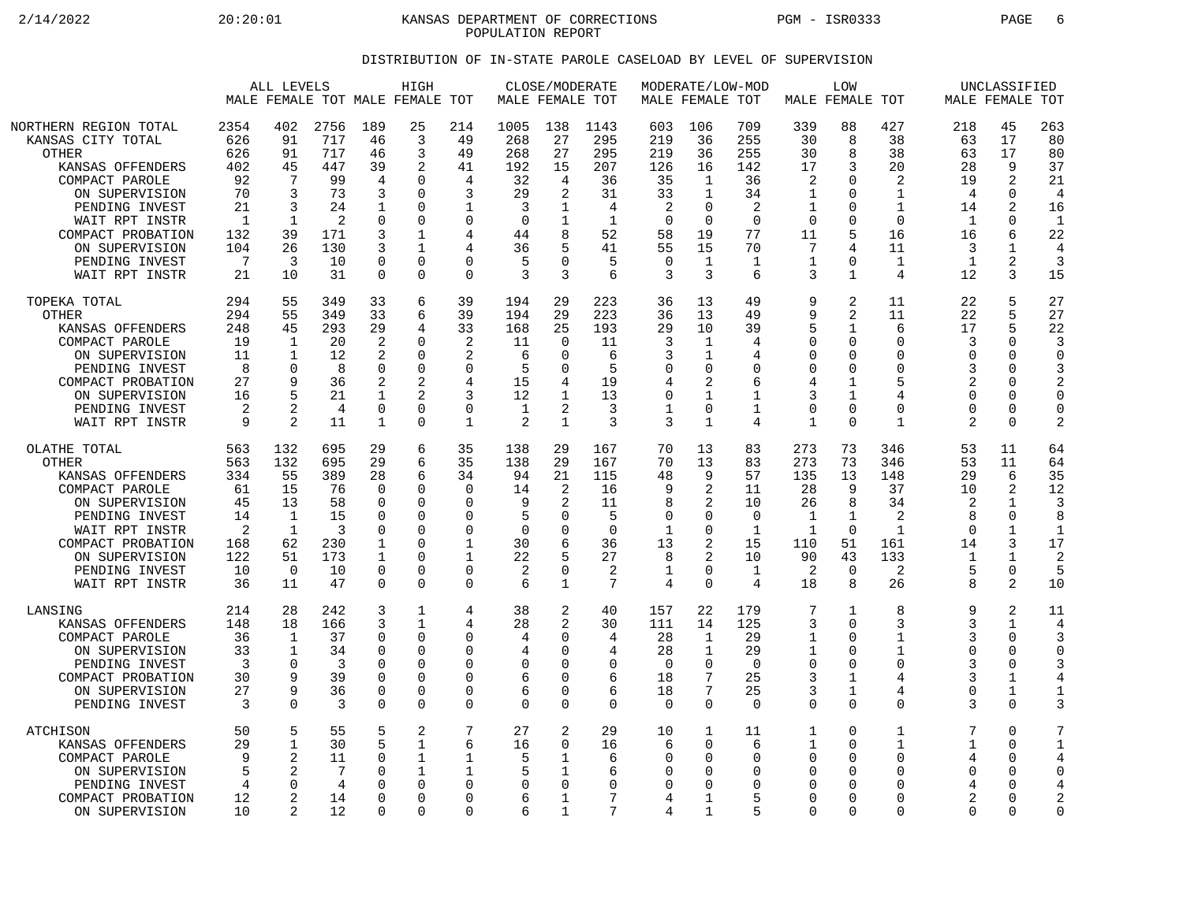KANSAS DEPARTMENT OF CORRECTIONS
POPULATION REPORT

DISTRIBUTION OF IN-STATE PAROLE CASELOAD BY LEVEL OF SUPERVISION

| | ALL LEVELS | | | HIGH | | | CLOSE/MODERATE | | | MODERATE/LOW-MOD | | | LOW | | | UNCLASSIFIED | | |
|---|---|---|---|---|---|---|---|---|---|---|---|---|---|---|---|---|---|---|
| | MALE | FEMALE | TOT | MALE | FEMALE | TOT | MALE | FEMALE | TOT | MALE | FEMALE | TOT | MALE | FEMALE | TOT | MALE | FEMALE | TOT |
| NORTHERN REGION TOTAL | 2354 | 402 | 2756 | 189 | 25 | 214 | 1005 | 138 | 1143 | 603 | 106 | 709 | 339 | 88 | 427 | 218 | 45 | 263 |
| KANSAS CITY TOTAL | 626 | 91 | 717 | 46 | 3 | 49 | 268 | 27 | 295 | 219 | 36 | 255 | 30 | 8 | 38 | 63 | 17 | 80 |
| OTHER | 626 | 91 | 717 | 46 | 3 | 49 | 268 | 27 | 295 | 219 | 36 | 255 | 30 | 8 | 38 | 63 | 17 | 80 |
| KANSAS OFFENDERS | 402 | 45 | 447 | 39 | 2 | 41 | 192 | 15 | 207 | 126 | 16 | 142 | 17 | 3 | 20 | 28 | 9 | 37 |
| COMPACT PAROLE | 92 | 7 | 99 | 4 | 0 | 4 | 32 | 4 | 36 | 35 | 1 | 36 | 2 | 0 | 2 | 19 | 2 | 21 |
| ON SUPERVISION | 70 | 3 | 73 | 3 | 0 | 3 | 29 | 2 | 31 | 33 | 1 | 34 | 1 | 0 | 1 | 4 | 0 | 4 |
| PENDING INVEST | 21 | 3 | 24 | 1 | 0 | 1 | 3 | 1 | 4 | 2 | 0 | 2 | 1 | 0 | 1 | 14 | 2 | 16 |
| WAIT RPT INSTR | 1 | 1 | 2 | 0 | 0 | 0 | 0 | 1 | 1 | 0 | 0 | 0 | 0 | 0 | 0 | 1 | 0 | 1 |
| COMPACT PROBATION | 132 | 39 | 171 | 3 | 1 | 4 | 44 | 8 | 52 | 58 | 19 | 77 | 11 | 5 | 16 | 16 | 6 | 22 |
| ON SUPERVISION | 104 | 26 | 130 | 3 | 1 | 4 | 36 | 5 | 41 | 55 | 15 | 70 | 7 | 4 | 11 | 3 | 1 | 4 |
| PENDING INVEST | 7 | 3 | 10 | 0 | 0 | 0 | 5 | 0 | 5 | 0 | 1 | 1 | 1 | 0 | 1 | 1 | 2 | 3 |
| WAIT RPT INSTR | 21 | 10 | 31 | 0 | 0 | 0 | 3 | 3 | 6 | 3 | 3 | 6 | 3 | 1 | 4 | 12 | 3 | 15 |
| TOPEKA TOTAL | 294 | 55 | 349 | 33 | 6 | 39 | 194 | 29 | 223 | 36 | 13 | 49 | 9 | 2 | 11 | 22 | 5 | 27 |
| OTHER | 294 | 55 | 349 | 33 | 6 | 39 | 194 | 29 | 223 | 36 | 13 | 49 | 9 | 2 | 11 | 22 | 5 | 27 |
| KANSAS OFFENDERS | 248 | 45 | 293 | 29 | 4 | 33 | 168 | 25 | 193 | 29 | 10 | 39 | 5 | 1 | 6 | 17 | 5 | 22 |
| COMPACT PAROLE | 19 | 1 | 20 | 2 | 0 | 2 | 11 | 0 | 11 | 3 | 1 | 4 | 0 | 0 | 0 | 3 | 0 | 3 |
| ON SUPERVISION | 11 | 1 | 12 | 2 | 0 | 2 | 6 | 0 | 6 | 3 | 1 | 4 | 0 | 0 | 0 | 0 | 0 | 0 |
| PENDING INVEST | 8 | 0 | 8 | 0 | 0 | 0 | 5 | 0 | 5 | 0 | 0 | 0 | 0 | 0 | 0 | 3 | 0 | 3 |
| COMPACT PROBATION | 27 | 9 | 36 | 2 | 2 | 4 | 15 | 4 | 19 | 4 | 2 | 6 | 4 | 1 | 5 | 2 | 0 | 2 |
| ON SUPERVISION | 16 | 5 | 21 | 1 | 2 | 3 | 12 | 1 | 13 | 0 | 1 | 1 | 3 | 1 | 4 | 0 | 0 | 0 |
| PENDING INVEST | 2 | 2 | 4 | 0 | 0 | 0 | 1 | 2 | 3 | 1 | 0 | 1 | 0 | 0 | 0 | 0 | 0 | 0 |
| WAIT RPT INSTR | 9 | 2 | 11 | 1 | 0 | 1 | 2 | 1 | 3 | 3 | 1 | 4 | 1 | 0 | 1 | 2 | 0 | 2 |
| OLATHE TOTAL | 563 | 132 | 695 | 29 | 6 | 35 | 138 | 29 | 167 | 70 | 13 | 83 | 273 | 73 | 346 | 53 | 11 | 64 |
| OTHER | 563 | 132 | 695 | 29 | 6 | 35 | 138 | 29 | 167 | 70 | 13 | 83 | 273 | 73 | 346 | 53 | 11 | 64 |
| KANSAS OFFENDERS | 334 | 55 | 389 | 28 | 6 | 34 | 94 | 21 | 115 | 48 | 9 | 57 | 135 | 13 | 148 | 29 | 6 | 35 |
| COMPACT PAROLE | 61 | 15 | 76 | 0 | 0 | 0 | 14 | 2 | 16 | 9 | 2 | 11 | 28 | 9 | 37 | 10 | 2 | 12 |
| ON SUPERVISION | 45 | 13 | 58 | 0 | 0 | 0 | 9 | 2 | 11 | 8 | 2 | 10 | 26 | 8 | 34 | 2 | 1 | 3 |
| PENDING INVEST | 14 | 1 | 15 | 0 | 0 | 0 | 5 | 0 | 5 | 0 | 0 | 0 | 1 | 1 | 2 | 8 | 0 | 8 |
| WAIT RPT INSTR | 2 | 1 | 3 | 0 | 0 | 0 | 0 | 0 | 0 | 1 | 0 | 1 | 1 | 0 | 1 | 0 | 1 | 1 |
| COMPACT PROBATION | 168 | 62 | 230 | 1 | 0 | 1 | 30 | 6 | 36 | 13 | 2 | 15 | 110 | 51 | 161 | 14 | 3 | 17 |
| ON SUPERVISION | 122 | 51 | 173 | 1 | 0 | 1 | 22 | 5 | 27 | 8 | 2 | 10 | 90 | 43 | 133 | 1 | 1 | 2 |
| PENDING INVEST | 10 | 0 | 10 | 0 | 0 | 0 | 2 | 0 | 2 | 1 | 0 | 1 | 2 | 0 | 2 | 5 | 0 | 5 |
| WAIT RPT INSTR | 36 | 11 | 47 | 0 | 0 | 0 | 6 | 1 | 7 | 4 | 0 | 4 | 18 | 8 | 26 | 8 | 2 | 10 |
| LANSING | 214 | 28 | 242 | 3 | 1 | 4 | 38 | 2 | 40 | 157 | 22 | 179 | 7 | 1 | 8 | 9 | 2 | 11 |
| KANSAS OFFENDERS | 148 | 18 | 166 | 3 | 1 | 4 | 28 | 2 | 30 | 111 | 14 | 125 | 3 | 0 | 3 | 3 | 1 | 4 |
| COMPACT PAROLE | 36 | 1 | 37 | 0 | 0 | 0 | 4 | 0 | 4 | 28 | 1 | 29 | 1 | 0 | 1 | 3 | 0 | 3 |
| ON SUPERVISION | 33 | 1 | 34 | 0 | 0 | 0 | 4 | 0 | 4 | 28 | 1 | 29 | 1 | 0 | 1 | 0 | 0 | 0 |
| PENDING INVEST | 3 | 0 | 3 | 0 | 0 | 0 | 0 | 0 | 0 | 0 | 0 | 0 | 0 | 0 | 0 | 3 | 0 | 3 |
| COMPACT PROBATION | 30 | 9 | 39 | 0 | 0 | 0 | 6 | 0 | 6 | 18 | 7 | 25 | 3 | 1 | 4 | 3 | 1 | 4 |
| ON SUPERVISION | 27 | 9 | 36 | 0 | 0 | 0 | 6 | 0 | 6 | 18 | 7 | 25 | 3 | 1 | 4 | 0 | 1 | 1 |
| PENDING INVEST | 3 | 0 | 3 | 0 | 0 | 0 | 0 | 0 | 0 | 0 | 0 | 0 | 0 | 0 | 0 | 3 | 0 | 3 |
| ATCHISON | 50 | 5 | 55 | 5 | 2 | 7 | 27 | 2 | 29 | 10 | 1 | 11 | 1 | 0 | 1 | 7 | 0 | 7 |
| KANSAS OFFENDERS | 29 | 1 | 30 | 5 | 1 | 6 | 16 | 0 | 16 | 6 | 0 | 6 | 1 | 0 | 1 | 1 | 0 | 1 |
| COMPACT PAROLE | 9 | 2 | 11 | 0 | 1 | 1 | 5 | 1 | 6 | 0 | 0 | 0 | 0 | 0 | 0 | 4 | 0 | 4 |
| ON SUPERVISION | 5 | 2 | 7 | 0 | 1 | 1 | 5 | 1 | 6 | 0 | 0 | 0 | 0 | 0 | 0 | 0 | 0 | 0 |
| PENDING INVEST | 4 | 0 | 4 | 0 | 0 | 0 | 0 | 0 | 0 | 0 | 0 | 0 | 0 | 0 | 0 | 4 | 0 | 4 |
| COMPACT PROBATION | 12 | 2 | 14 | 0 | 0 | 0 | 6 | 1 | 7 | 4 | 1 | 5 | 0 | 0 | 0 | 2 | 0 | 2 |
| ON SUPERVISION | 10 | 2 | 12 | 0 | 0 | 0 | 6 | 1 | 7 | 4 | 1 | 5 | 0 | 0 | 0 | 0 | 0 | 0 |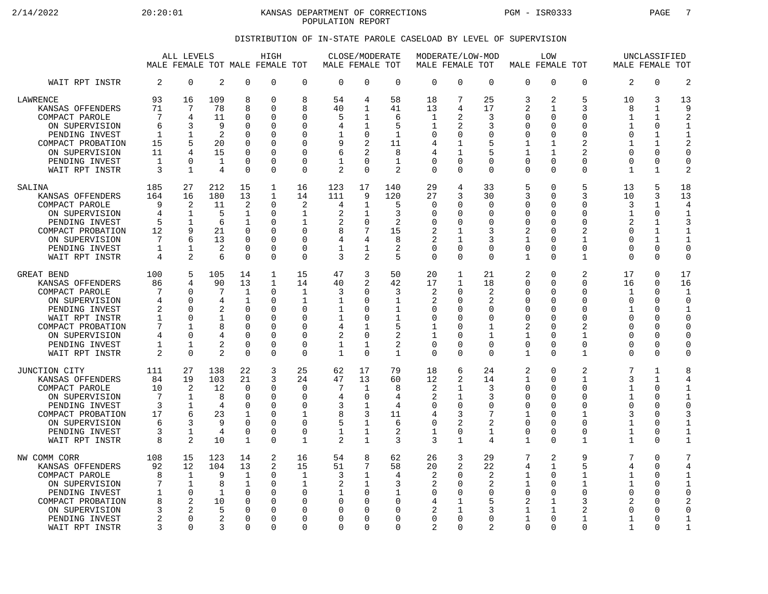KANSAS DEPARTMENT OF CORRECTIONS
POPULATION REPORT

DISTRIBUTION OF IN-STATE PAROLE CASELOAD BY LEVEL OF SUPERVISION

| | ALL LEVELS | | | HIGH | | | CLOSE/MODERATE | | | MODERATE/LOW-MOD | | | LOW | | | UNCLASSIFIED | | |
|---|---|---|---|---|---|---|---|---|---|---|---|---|---|---|---|---|---|---|
| | MALE | FEMALE | TOT | MALE | FEMALE | TOT | MALE | FEMALE | TOT | MALE | FEMALE | TOT | MALE | FEMALE | TOT | MALE | FEMALE | TOT |
| WAIT RPT INSTR | 2 | 0 | 2 | 0 | 0 | 0 | 0 | 0 | 0 | 0 | 0 | 0 | 0 | 0 | 0 | 2 | 0 | 2 |
| LAWRENCE | 93 | 16 | 109 | 8 | 0 | 8 | 54 | 4 | 58 | 18 | 7 | 25 | 3 | 2 | 5 | 10 | 3 | 13 |
| KANSAS OFFENDERS | 71 | 7 | 78 | 8 | 0 | 8 | 40 | 1 | 41 | 13 | 4 | 17 | 2 | 1 | 3 | 8 | 1 | 9 |
| COMPACT PAROLE | 7 | 4 | 11 | 0 | 0 | 0 | 5 | 1 | 6 | 1 | 2 | 3 | 0 | 0 | 0 | 1 | 1 | 2 |
| ON SUPERVISION | 6 | 3 | 9 | 0 | 0 | 0 | 4 | 1 | 5 | 1 | 2 | 3 | 0 | 0 | 0 | 1 | 0 | 1 |
| PENDING INVEST | 1 | 1 | 2 | 0 | 0 | 0 | 1 | 0 | 1 | 0 | 0 | 0 | 0 | 0 | 0 | 0 | 1 | 1 |
| COMPACT PROBATION | 15 | 5 | 20 | 0 | 0 | 0 | 9 | 2 | 11 | 4 | 1 | 5 | 1 | 1 | 2 | 1 | 1 | 2 |
| ON SUPERVISION | 11 | 4 | 15 | 0 | 0 | 0 | 6 | 2 | 8 | 4 | 1 | 5 | 1 | 1 | 2 | 0 | 0 | 0 |
| PENDING INVEST | 1 | 0 | 1 | 0 | 0 | 0 | 1 | 0 | 1 | 0 | 0 | 0 | 0 | 0 | 0 | 0 | 0 | 0 |
| WAIT RPT INSTR | 3 | 1 | 4 | 0 | 0 | 0 | 2 | 0 | 2 | 0 | 0 | 0 | 0 | 0 | 0 | 1 | 1 | 2 |
| SALINA | 185 | 27 | 212 | 15 | 1 | 16 | 123 | 17 | 140 | 29 | 4 | 33 | 5 | 0 | 5 | 13 | 5 | 18 |
| KANSAS OFFENDERS | 164 | 16 | 180 | 13 | 1 | 14 | 111 | 9 | 120 | 27 | 3 | 30 | 3 | 0 | 3 | 10 | 3 | 13 |
| COMPACT PAROLE | 9 | 2 | 11 | 2 | 0 | 2 | 4 | 1 | 5 | 0 | 0 | 0 | 0 | 0 | 0 | 3 | 1 | 4 |
| ON SUPERVISION | 4 | 1 | 5 | 1 | 0 | 1 | 2 | 1 | 3 | 0 | 0 | 0 | 0 | 0 | 0 | 1 | 0 | 1 |
| PENDING INVEST | 5 | 1 | 6 | 1 | 0 | 1 | 2 | 0 | 2 | 0 | 0 | 0 | 0 | 0 | 0 | 2 | 1 | 3 |
| COMPACT PROBATION | 12 | 9 | 21 | 0 | 0 | 0 | 8 | 7 | 15 | 2 | 1 | 3 | 2 | 0 | 2 | 0 | 1 | 1 |
| ON SUPERVISION | 7 | 6 | 13 | 0 | 0 | 0 | 4 | 4 | 8 | 2 | 1 | 3 | 1 | 0 | 1 | 0 | 1 | 1 |
| PENDING INVEST | 1 | 1 | 2 | 0 | 0 | 0 | 1 | 1 | 2 | 0 | 0 | 0 | 0 | 0 | 0 | 0 | 0 | 0 |
| WAIT RPT INSTR | 4 | 2 | 6 | 0 | 0 | 0 | 3 | 2 | 5 | 0 | 0 | 0 | 1 | 0 | 1 | 0 | 0 | 0 |
| GREAT BEND | 100 | 5 | 105 | 14 | 1 | 15 | 47 | 3 | 50 | 20 | 1 | 21 | 2 | 0 | 2 | 17 | 0 | 17 |
| KANSAS OFFENDERS | 86 | 4 | 90 | 13 | 1 | 14 | 40 | 2 | 42 | 17 | 1 | 18 | 0 | 0 | 0 | 16 | 0 | 16 |
| COMPACT PAROLE | 7 | 0 | 7 | 1 | 0 | 1 | 3 | 0 | 3 | 2 | 0 | 2 | 0 | 0 | 0 | 1 | 0 | 1 |
| ON SUPERVISION | 4 | 0 | 4 | 1 | 0 | 1 | 1 | 0 | 1 | 2 | 0 | 2 | 0 | 0 | 0 | 0 | 0 | 0 |
| PENDING INVEST | 2 | 0 | 2 | 0 | 0 | 0 | 1 | 0 | 1 | 0 | 0 | 0 | 0 | 0 | 0 | 1 | 0 | 1 |
| WAIT RPT INSTR | 1 | 0 | 1 | 0 | 0 | 0 | 1 | 0 | 1 | 0 | 0 | 0 | 0 | 0 | 0 | 0 | 0 | 0 |
| COMPACT PROBATION | 7 | 1 | 8 | 0 | 0 | 0 | 4 | 1 | 5 | 1 | 0 | 1 | 2 | 0 | 2 | 0 | 0 | 0 |
| ON SUPERVISION | 4 | 0 | 4 | 0 | 0 | 0 | 2 | 0 | 2 | 1 | 0 | 1 | 1 | 0 | 1 | 0 | 0 | 0 |
| PENDING INVEST | 1 | 1 | 2 | 0 | 0 | 0 | 1 | 1 | 2 | 0 | 0 | 0 | 0 | 0 | 0 | 0 | 0 | 0 |
| WAIT RPT INSTR | 2 | 0 | 2 | 0 | 0 | 0 | 1 | 0 | 1 | 0 | 0 | 0 | 1 | 0 | 1 | 0 | 0 | 0 |
| JUNCTION CITY | 111 | 27 | 138 | 22 | 3 | 25 | 62 | 17 | 79 | 18 | 6 | 24 | 2 | 0 | 2 | 7 | 1 | 8 |
| KANSAS OFFENDERS | 84 | 19 | 103 | 21 | 3 | 24 | 47 | 13 | 60 | 12 | 2 | 14 | 1 | 0 | 1 | 3 | 1 | 4 |
| COMPACT PAROLE | 10 | 2 | 12 | 0 | 0 | 0 | 7 | 1 | 8 | 2 | 1 | 3 | 0 | 0 | 0 | 1 | 0 | 1 |
| ON SUPERVISION | 7 | 1 | 8 | 0 | 0 | 0 | 4 | 0 | 4 | 2 | 1 | 3 | 0 | 0 | 0 | 1 | 0 | 1 |
| PENDING INVEST | 3 | 1 | 4 | 0 | 0 | 0 | 3 | 1 | 4 | 0 | 0 | 0 | 0 | 0 | 0 | 0 | 0 | 0 |
| COMPACT PROBATION | 17 | 6 | 23 | 1 | 0 | 1 | 8 | 3 | 11 | 4 | 3 | 7 | 1 | 0 | 1 | 3 | 0 | 3 |
| ON SUPERVISION | 6 | 3 | 9 | 0 | 0 | 0 | 5 | 1 | 6 | 0 | 2 | 2 | 0 | 0 | 0 | 1 | 0 | 1 |
| PENDING INVEST | 3 | 1 | 4 | 0 | 0 | 0 | 1 | 1 | 2 | 1 | 0 | 1 | 0 | 0 | 0 | 1 | 0 | 1 |
| WAIT RPT INSTR | 8 | 2 | 10 | 1 | 0 | 1 | 2 | 1 | 3 | 3 | 1 | 4 | 1 | 0 | 1 | 1 | 0 | 1 |
| NW COMM CORR | 108 | 15 | 123 | 14 | 2 | 16 | 54 | 8 | 62 | 26 | 3 | 29 | 7 | 2 | 9 | 7 | 0 | 7 |
| KANSAS OFFENDERS | 92 | 12 | 104 | 13 | 2 | 15 | 51 | 7 | 58 | 20 | 2 | 22 | 4 | 1 | 5 | 4 | 0 | 4 |
| COMPACT PAROLE | 8 | 1 | 9 | 1 | 0 | 1 | 3 | 1 | 4 | 2 | 0 | 2 | 1 | 0 | 1 | 1 | 0 | 1 |
| ON SUPERVISION | 7 | 1 | 8 | 1 | 0 | 1 | 2 | 1 | 3 | 2 | 0 | 2 | 1 | 0 | 1 | 1 | 0 | 1 |
| PENDING INVEST | 1 | 0 | 1 | 0 | 0 | 0 | 1 | 0 | 1 | 0 | 0 | 0 | 0 | 0 | 0 | 0 | 0 | 0 |
| COMPACT PROBATION | 8 | 2 | 10 | 0 | 0 | 0 | 0 | 0 | 0 | 4 | 1 | 5 | 2 | 1 | 3 | 2 | 0 | 2 |
| ON SUPERVISION | 3 | 2 | 5 | 0 | 0 | 0 | 0 | 0 | 0 | 2 | 1 | 3 | 1 | 1 | 2 | 0 | 0 | 0 |
| PENDING INVEST | 2 | 0 | 2 | 0 | 0 | 0 | 0 | 0 | 0 | 0 | 0 | 0 | 1 | 0 | 1 | 1 | 0 | 1 |
| WAIT RPT INSTR | 3 | 0 | 3 | 0 | 0 | 0 | 0 | 0 | 0 | 2 | 0 | 2 | 0 | 0 | 0 | 1 | 0 | 1 |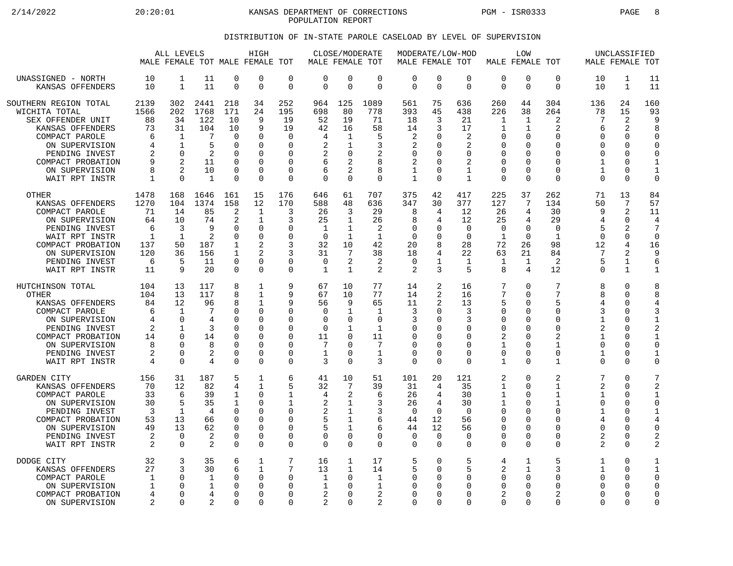KANSAS DEPARTMENT OF CORRECTIONS
POPULATION REPORT

## DISTRIBUTION OF IN-STATE PAROLE CASELOAD BY LEVEL OF SUPERVISION

| | ALL LEVELS | | | HIGH | | | CLOSE/MODERATE | | | MODERATE/LOW-MOD | | | LOW | | | UNCLASSIFIED | | |
|---|---|---|---|---|---|---|---|---|---|---|---|---|---|---|---|---|---|---|
| | MALE | FEMALE | TOT | MALE | FEMALE | TOT | MALE | FEMALE | TOT | MALE | FEMALE | TOT | MALE | FEMALE | TOT | MALE | FEMALE | TOT |
| UNASSIGNED - NORTH | 10 | 1 | 11 | 0 | 0 | 0 | 0 | 0 | 0 | 0 | 0 | 0 | 0 | 0 | 0 | 10 | 1 | 11 |
| KANSAS OFFENDERS | 10 | 1 | 11 | 0 | 0 | 0 | 0 | 0 | 0 | 0 | 0 | 0 | 0 | 0 | 0 | 10 | 1 | 11 |
| SOUTHERN REGION TOTAL | 2139 | 302 | 2441 | 218 | 34 | 252 | 964 | 125 | 1089 | 561 | 75 | 636 | 260 | 44 | 304 | 136 | 24 | 160 |
| WICHITA TOTAL | 1566 | 202 | 1768 | 171 | 24 | 195 | 698 | 80 | 778 | 393 | 45 | 438 | 226 | 38 | 264 | 78 | 15 | 93 |
| SEX OFFENDER UNIT | 88 | 34 | 122 | 10 | 9 | 19 | 52 | 19 | 71 | 18 | 3 | 21 | 1 | 1 | 2 | 7 | 2 | 9 |
| KANSAS OFFENDERS | 73 | 31 | 104 | 10 | 9 | 19 | 42 | 16 | 58 | 14 | 3 | 17 | 1 | 1 | 2 | 6 | 2 | 8 |
| COMPACT PAROLE | 6 | 1 | 7 | 0 | 0 | 0 | 4 | 1 | 5 | 2 | 0 | 2 | 0 | 0 | 0 | 0 | 0 | 0 |
| ON SUPERVISION | 4 | 1 | 5 | 0 | 0 | 0 | 2 | 1 | 3 | 2 | 0 | 2 | 0 | 0 | 0 | 0 | 0 | 0 |
| PENDING INVEST | 2 | 0 | 2 | 0 | 0 | 0 | 2 | 0 | 2 | 0 | 0 | 0 | 0 | 0 | 0 | 0 | 0 | 0 |
| COMPACT PROBATION | 9 | 2 | 11 | 0 | 0 | 0 | 6 | 2 | 8 | 2 | 0 | 2 | 0 | 0 | 0 | 1 | 0 | 1 |
| ON SUPERVISION | 8 | 2 | 10 | 0 | 0 | 0 | 6 | 2 | 8 | 1 | 0 | 1 | 0 | 0 | 0 | 1 | 0 | 1 |
| WAIT RPT INSTR | 1 | 0 | 1 | 0 | 0 | 0 | 0 | 0 | 0 | 1 | 0 | 1 | 0 | 0 | 0 | 0 | 0 | 0 |
| OTHER | 1478 | 168 | 1646 | 161 | 15 | 176 | 646 | 61 | 707 | 375 | 42 | 417 | 225 | 37 | 262 | 71 | 13 | 84 |
| KANSAS OFFENDERS | 1270 | 104 | 1374 | 158 | 12 | 170 | 588 | 48 | 636 | 347 | 30 | 377 | 127 | 7 | 134 | 50 | 7 | 57 |
| COMPACT PAROLE | 71 | 14 | 85 | 2 | 1 | 3 | 26 | 3 | 29 | 8 | 4 | 12 | 26 | 4 | 30 | 9 | 2 | 11 |
| ON SUPERVISION | 64 | 10 | 74 | 2 | 1 | 3 | 25 | 1 | 26 | 8 | 4 | 12 | 25 | 4 | 29 | 4 | 0 | 4 |
| PENDING INVEST | 6 | 3 | 9 | 0 | 0 | 0 | 1 | 1 | 2 | 0 | 0 | 0 | 0 | 0 | 0 | 5 | 2 | 7 |
| WAIT RPT INSTR | 1 | 1 | 2 | 0 | 0 | 0 | 0 | 1 | 1 | 0 | 0 | 0 | 1 | 0 | 1 | 0 | 0 | 0 |
| COMPACT PROBATION | 137 | 50 | 187 | 1 | 2 | 3 | 32 | 10 | 42 | 20 | 8 | 28 | 72 | 26 | 98 | 12 | 4 | 16 |
| ON SUPERVISION | 120 | 36 | 156 | 1 | 2 | 3 | 31 | 7 | 38 | 18 | 4 | 22 | 63 | 21 | 84 | 7 | 2 | 9 |
| PENDING INVEST | 6 | 5 | 11 | 0 | 0 | 0 | 0 | 2 | 2 | 0 | 1 | 1 | 1 | 1 | 2 | 5 | 1 | 6 |
| WAIT RPT INSTR | 11 | 9 | 20 | 0 | 0 | 0 | 1 | 1 | 2 | 2 | 3 | 5 | 8 | 4 | 12 | 0 | 1 | 1 |
| HUTCHINSON TOTAL | 104 | 13 | 117 | 8 | 1 | 9 | 67 | 10 | 77 | 14 | 2 | 16 | 7 | 0 | 7 | 8 | 0 | 8 |
| OTHER | 104 | 13 | 117 | 8 | 1 | 9 | 67 | 10 | 77 | 14 | 2 | 16 | 7 | 0 | 7 | 8 | 0 | 8 |
| KANSAS OFFENDERS | 84 | 12 | 96 | 8 | 1 | 9 | 56 | 9 | 65 | 11 | 2 | 13 | 5 | 0 | 5 | 4 | 0 | 4 |
| COMPACT PAROLE | 6 | 1 | 7 | 0 | 0 | 0 | 0 | 1 | 1 | 3 | 0 | 3 | 0 | 0 | 0 | 3 | 0 | 3 |
| ON SUPERVISION | 4 | 0 | 4 | 0 | 0 | 0 | 0 | 0 | 0 | 3 | 0 | 3 | 0 | 0 | 0 | 1 | 0 | 1 |
| PENDING INVEST | 2 | 1 | 3 | 0 | 0 | 0 | 0 | 1 | 1 | 0 | 0 | 0 | 0 | 0 | 0 | 2 | 0 | 2 |
| COMPACT PROBATION | 14 | 0 | 14 | 0 | 0 | 0 | 11 | 0 | 11 | 0 | 0 | 0 | 2 | 0 | 2 | 1 | 0 | 1 |
| ON SUPERVISION | 8 | 0 | 8 | 0 | 0 | 0 | 7 | 0 | 7 | 0 | 0 | 0 | 1 | 0 | 1 | 0 | 0 | 0 |
| PENDING INVEST | 2 | 0 | 2 | 0 | 0 | 0 | 1 | 0 | 1 | 0 | 0 | 0 | 0 | 0 | 0 | 1 | 0 | 1 |
| WAIT RPT INSTR | 4 | 0 | 4 | 0 | 0 | 0 | 3 | 0 | 3 | 0 | 0 | 0 | 1 | 0 | 1 | 0 | 0 | 0 |
| GARDEN CITY | 156 | 31 | 187 | 5 | 1 | 6 | 41 | 10 | 51 | 101 | 20 | 121 | 2 | 0 | 2 | 7 | 0 | 7 |
| KANSAS OFFENDERS | 70 | 12 | 82 | 4 | 1 | 5 | 32 | 7 | 39 | 31 | 4 | 35 | 1 | 0 | 1 | 2 | 0 | 2 |
| COMPACT PAROLE | 33 | 6 | 39 | 1 | 0 | 1 | 4 | 2 | 6 | 26 | 4 | 30 | 1 | 0 | 1 | 1 | 0 | 1 |
| ON SUPERVISION | 30 | 5 | 35 | 1 | 0 | 1 | 2 | 1 | 3 | 26 | 4 | 30 | 1 | 0 | 1 | 0 | 0 | 0 |
| PENDING INVEST | 3 | 1 | 4 | 0 | 0 | 0 | 2 | 1 | 3 | 0 | 0 | 0 | 0 | 0 | 0 | 1 | 0 | 1 |
| COMPACT PROBATION | 53 | 13 | 66 | 0 | 0 | 0 | 5 | 1 | 6 | 44 | 12 | 56 | 0 | 0 | 0 | 4 | 0 | 4 |
| ON SUPERVISION | 49 | 13 | 62 | 0 | 0 | 0 | 5 | 1 | 6 | 44 | 12 | 56 | 0 | 0 | 0 | 0 | 0 | 0 |
| PENDING INVEST | 2 | 0 | 2 | 0 | 0 | 0 | 0 | 0 | 0 | 0 | 0 | 0 | 0 | 0 | 0 | 2 | 0 | 2 |
| WAIT RPT INSTR | 2 | 0 | 2 | 0 | 0 | 0 | 0 | 0 | 0 | 0 | 0 | 0 | 0 | 0 | 0 | 2 | 0 | 2 |
| DODGE CITY | 32 | 3 | 35 | 6 | 1 | 7 | 16 | 1 | 17 | 5 | 0 | 5 | 4 | 1 | 5 | 1 | 0 | 1 |
| KANSAS OFFENDERS | 27 | 3 | 30 | 6 | 1 | 7 | 13 | 1 | 14 | 5 | 0 | 5 | 2 | 1 | 3 | 1 | 0 | 1 |
| COMPACT PAROLE | 1 | 0 | 1 | 0 | 0 | 0 | 1 | 0 | 1 | 0 | 0 | 0 | 0 | 0 | 0 | 0 | 0 | 0 |
| ON SUPERVISION | 1 | 0 | 1 | 0 | 0 | 0 | 1 | 0 | 1 | 0 | 0 | 0 | 0 | 0 | 0 | 0 | 0 | 0 |
| COMPACT PROBATION | 4 | 0 | 4 | 0 | 0 | 0 | 2 | 0 | 2 | 0 | 0 | 0 | 2 | 0 | 2 | 0 | 0 | 0 |
| ON SUPERVISION | 2 | 0 | 2 | 0 | 0 | 0 | 2 | 0 | 2 | 0 | 0 | 0 | 0 | 0 | 0 | 0 | 0 | 0 |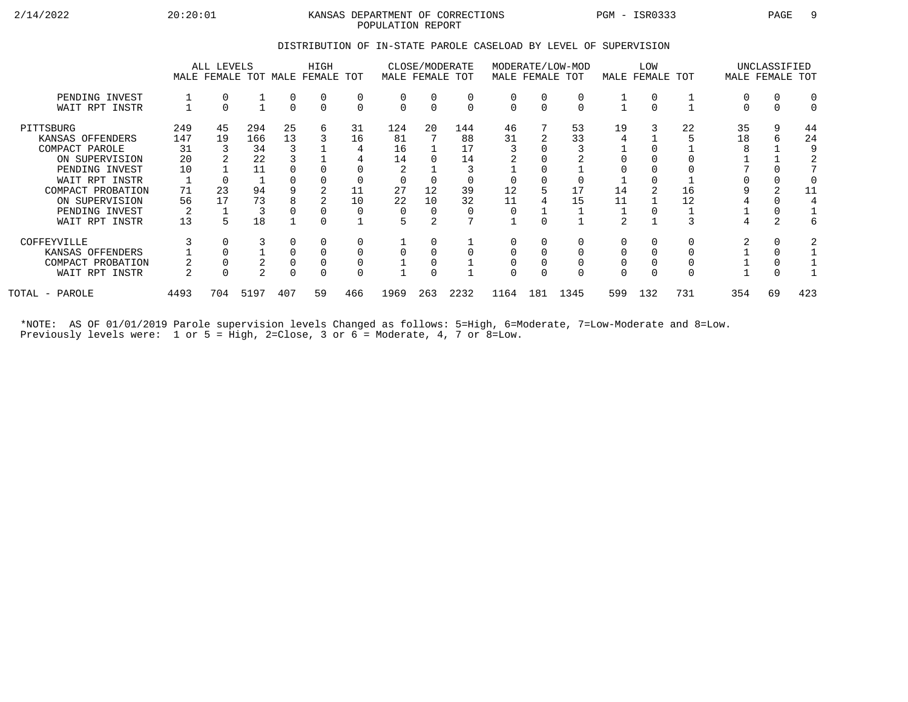KANSAS DEPARTMENT OF CORRECTIONS
POPULATION REPORT

DISTRIBUTION OF IN-STATE PAROLE CASELOAD BY LEVEL OF SUPERVISION

| | ALL LEVELS | | | HIGH | | | CLOSE/MODERATE | | | MODERATE/LOW-MOD | | | LOW | | | UNCLASSIFIED | | |
|---|---|---|---|---|---|---|---|---|---|---|---|---|---|---|---|---|---|---|
| | MALE | FEMALE | TOT | MALE | FEMALE | TOT | MALE | FEMALE | TOT | MALE | FEMALE | TOT | MALE | FEMALE | TOT | MALE | FEMALE | TOT |
| PENDING INVEST | 1 | 0 | 1 | 0 | 0 | 0 | 0 | 0 | 0 | 0 | 0 | 0 | 1 | 0 | 1 | 0 | 0 | 0 |
| WAIT RPT INSTR | 1 | 0 | 1 | 0 | 0 | 0 | 0 | 0 | 0 | 0 | 0 | 0 | 1 | 0 | 1 | 0 | 0 | 0 |
| PITTSBURG | 249 | 45 | 294 | 25 | 6 | 31 | 124 | 20 | 144 | 46 | 7 | 53 | 19 | 3 | 22 | 35 | 9 | 44 |
| KANSAS OFFENDERS | 147 | 19 | 166 | 13 | 3 | 16 | 81 | 7 | 88 | 31 | 2 | 33 | 4 | 1 | 5 | 18 | 6 | 24 |
| COMPACT PAROLE | 31 | 3 | 34 | 3 | 1 | 4 | 16 | 1 | 17 | 3 | 0 | 3 | 1 | 0 | 1 | 8 | 1 | 9 |
| ON SUPERVISION | 20 | 2 | 22 | 3 | 1 | 4 | 14 | 0 | 14 | 2 | 0 | 2 | 0 | 0 | 0 | 1 | 1 | 2 |
| PENDING INVEST | 10 | 1 | 11 | 0 | 0 | 0 | 2 | 1 | 3 | 1 | 0 | 1 | 0 | 0 | 0 | 7 | 0 | 7 |
| WAIT RPT INSTR | 1 | 0 | 1 | 0 | 0 | 0 | 0 | 0 | 0 | 0 | 0 | 0 | 1 | 0 | 1 | 0 | 0 | 0 |
| COMPACT PROBATION | 71 | 23 | 94 | 9 | 2 | 11 | 27 | 12 | 39 | 12 | 5 | 17 | 14 | 2 | 16 | 9 | 2 | 11 |
| ON SUPERVISION | 56 | 17 | 73 | 8 | 2 | 10 | 22 | 10 | 32 | 11 | 4 | 15 | 11 | 1 | 12 | 4 | 0 | 4 |
| PENDING INVEST | 2 | 1 | 3 | 0 | 0 | 0 | 0 | 0 | 0 | 0 | 1 | 1 | 1 | 0 | 1 | 1 | 0 | 1 |
| WAIT RPT INSTR | 13 | 5 | 18 | 1 | 0 | 1 | 5 | 2 | 7 | 1 | 0 | 1 | 2 | 1 | 3 | 4 | 2 | 6 |
| COFFEYVILLE | 3 | 0 | 3 | 0 | 0 | 0 | 1 | 0 | 1 | 0 | 0 | 0 | 0 | 0 | 0 | 2 | 0 | 2 |
| KANSAS OFFENDERS | 1 | 0 | 1 | 0 | 0 | 0 | 0 | 0 | 0 | 0 | 0 | 0 | 0 | 0 | 0 | 1 | 0 | 1 |
| COMPACT PROBATION | 2 | 0 | 2 | 0 | 0 | 0 | 1 | 0 | 1 | 0 | 0 | 0 | 0 | 0 | 0 | 1 | 0 | 1 |
| WAIT RPT INSTR | 2 | 0 | 2 | 0 | 0 | 0 | 1 | 0 | 1 | 0 | 0 | 0 | 0 | 0 | 0 | 1 | 0 | 1 |
| TOTAL - PAROLE | 4493 | 704 | 5197 | 407 | 59 | 466 | 1969 | 263 | 2232 | 1164 | 181 | 1345 | 599 | 132 | 731 | 354 | 69 | 423 |

*NOTE: AS OF 01/01/2019 Parole supervision levels Changed as follows: 5=High, 6=Moderate, 7=Low-Moderate and 8=Low.
Previously levels were: 1 or 5 = High, 2=Close, 3 or 6 = Moderate, 4, 7 or 8=Low.